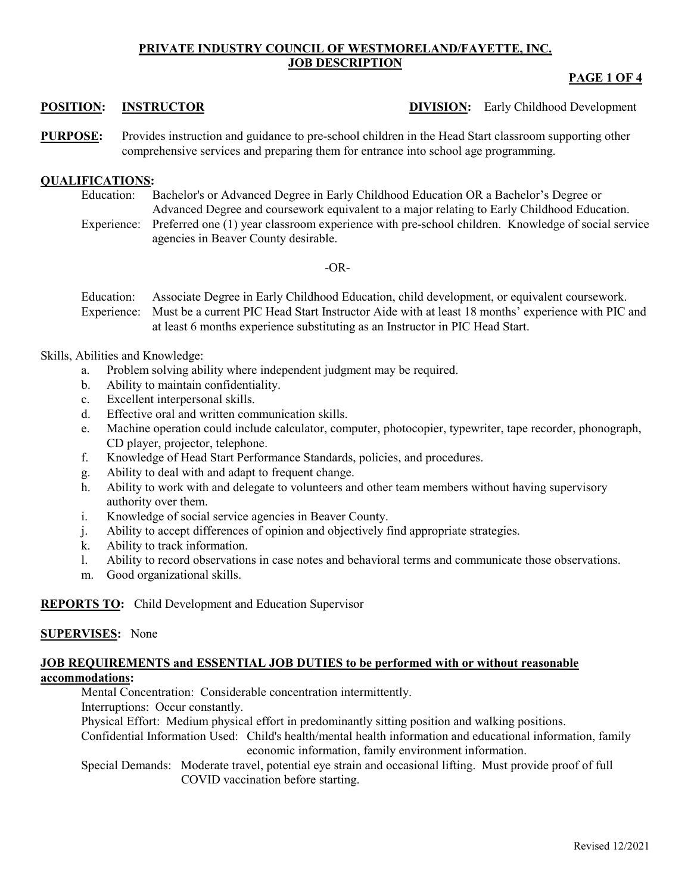**PRIVATE INDUSTRY COUNCIL OF WESTMORELAND/FAYETTE, INC.**
**JOB DESCRIPTION**

**POSITION: INSTRUCTOR** **DIVISION:** Early Childhood Development

**PURPOSE:** Provides instruction and guidance to pre-school children in the Head Start classroom supporting other comprehensive services and preparing them for entrance into school age programming.

**QUALIFICATIONS:**

Education: Bachelor's or Advanced Degree in Early Childhood Education OR a Bachelor's Degree or Advanced Degree and coursework equivalent to a major relating to Early Childhood Education.

Experience: Preferred one (1) year classroom experience with pre-school children. Knowledge of social service agencies in Beaver County desirable.

-OR-

Education: Associate Degree in Early Childhood Education, child development, or equivalent coursework.

Experience: Must be a current PIC Head Start Instructor Aide with at least 18 months' experience with PIC and at least 6 months experience substituting as an Instructor in PIC Head Start.

Skills, Abilities and Knowledge:

a. Problem solving ability where independent judgment may be required.
b. Ability to maintain confidentiality.
c. Excellent interpersonal skills.
d. Effective oral and written communication skills.
e. Machine operation could include calculator, computer, photocopier, typewriter, tape recorder, phonograph, CD player, projector, telephone.
f. Knowledge of Head Start Performance Standards, policies, and procedures.
g. Ability to deal with and adapt to frequent change.
h. Ability to work with and delegate to volunteers and other team members without having supervisory authority over them.
i. Knowledge of social service agencies in Beaver County.
j. Ability to accept differences of opinion and objectively find appropriate strategies.
k. Ability to track information.
l. Ability to record observations in case notes and behavioral terms and communicate those observations.
m. Good organizational skills.

**REPORTS TO:** Child Development and Education Supervisor

**SUPERVISES:** None

**JOB REQUIREMENTS and ESSENTIAL JOB DUTIES to be performed with or without reasonable accommodations:**

Mental Concentration: Considerable concentration intermittently.

Interruptions: Occur constantly.

Physical Effort: Medium physical effort in predominantly sitting position and walking positions.

Confidential Information Used: Child's health/mental health information and educational information, family economic information, family environment information.

Special Demands: Moderate travel, potential eye strain and occasional lifting. Must provide proof of full COVID vaccination before starting.

Revised 12/2021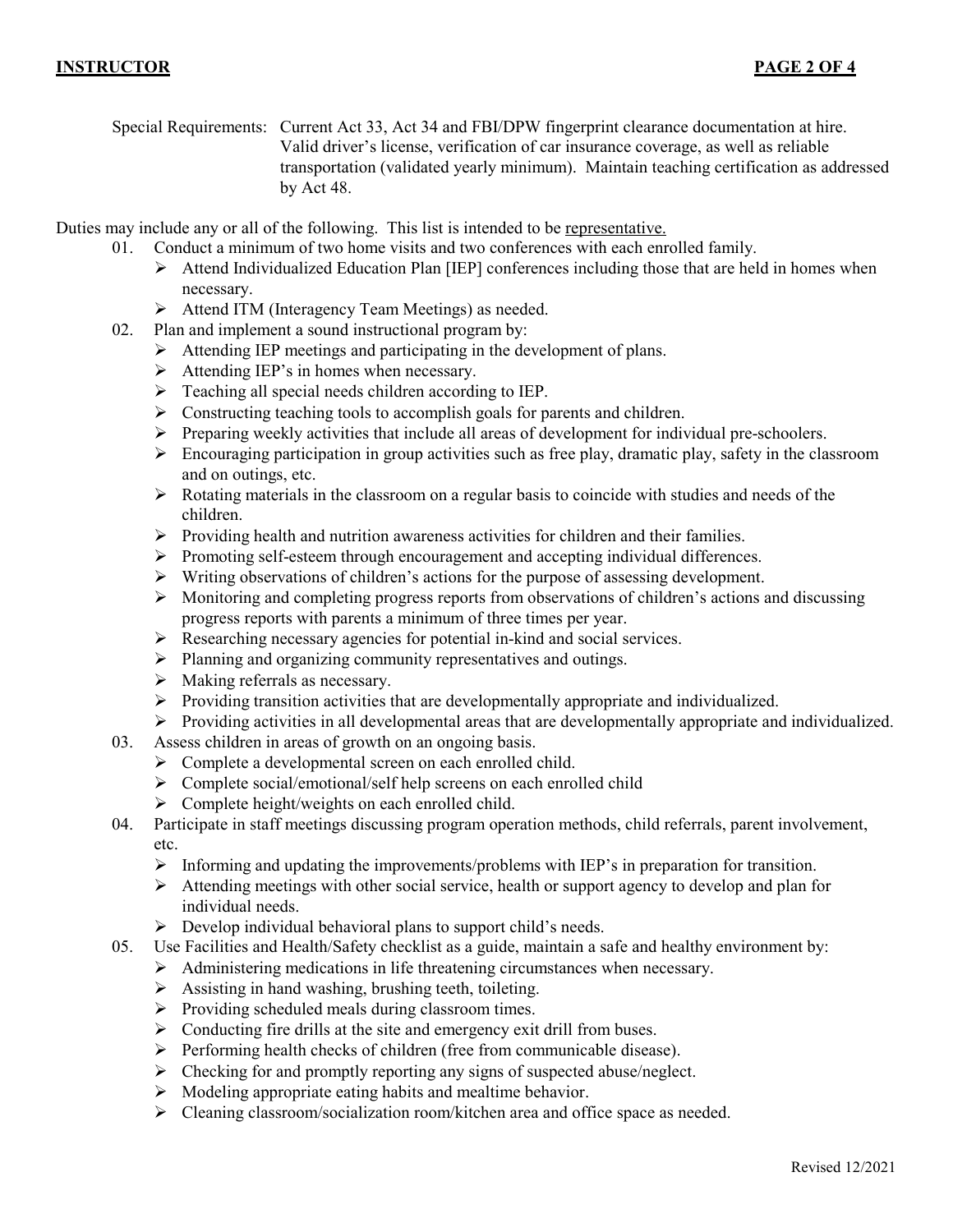Special Requirements: Current Act 33, Act 34 and FBI/DPW fingerprint clearance documentation at hire. Valid driver's license, verification of car insurance coverage, as well as reliable transportation (validated yearly minimum). Maintain teaching certification as addressed by Act 48.

Duties may include any or all of the following. This list is intended to be representative.

01. Conduct a minimum of two home visits and two conferences with each enrolled family.
    - Attend Individualized Education Plan [IEP] conferences including those that are held in homes when necessary.
    - Attend ITM (Interagency Team Meetings) as needed.
02. Plan and implement a sound instructional program by:
    - Attending IEP meetings and participating in the development of plans.
    - Attending IEP's in homes when necessary.
    - Teaching all special needs children according to IEP.
    - Constructing teaching tools to accomplish goals for parents and children.
    - Preparing weekly activities that include all areas of development for individual pre-schoolers.
    - Encouraging participation in group activities such as free play, dramatic play, safety in the classroom and on outings, etc.
    - Rotating materials in the classroom on a regular basis to coincide with studies and needs of the children.
    - Providing health and nutrition awareness activities for children and their families.
    - Promoting self-esteem through encouragement and accepting individual differences.
    - Writing observations of children's actions for the purpose of assessing development.
    - Monitoring and completing progress reports from observations of children's actions and discussing progress reports with parents a minimum of three times per year.
    - Researching necessary agencies for potential in-kind and social services.
    - Planning and organizing community representatives and outings.
    - Making referrals as necessary.
    - Providing transition activities that are developmentally appropriate and individualized.
    - Providing activities in all developmental areas that are developmentally appropriate and individualized.
03. Assess children in areas of growth on an ongoing basis.
    - Complete a developmental screen on each enrolled child.
    - Complete social/emotional/self help screens on each enrolled child
    - Complete height/weights on each enrolled child.
04. Participate in staff meetings discussing program operation methods, child referrals, parent involvement, etc.
    - Informing and updating the improvements/problems with IEP's in preparation for transition.
    - Attending meetings with other social service, health or support agency to develop and plan for individual needs.
    - Develop individual behavioral plans to support child's needs.
05. Use Facilities and Health/Safety checklist as a guide, maintain a safe and healthy environment by:
    - Administering medications in life threatening circumstances when necessary.
    - Assisting in hand washing, brushing teeth, toileting.
    - Providing scheduled meals during classroom times.
    - Conducting fire drills at the site and emergency exit drill from buses.
    - Performing health checks of children (free from communicable disease).
    - Checking for and promptly reporting any signs of suspected abuse/neglect.
    - Modeling appropriate eating habits and mealtime behavior.
    - Cleaning classroom/socialization room/kitchen area and office space as needed.

Revised 12/2021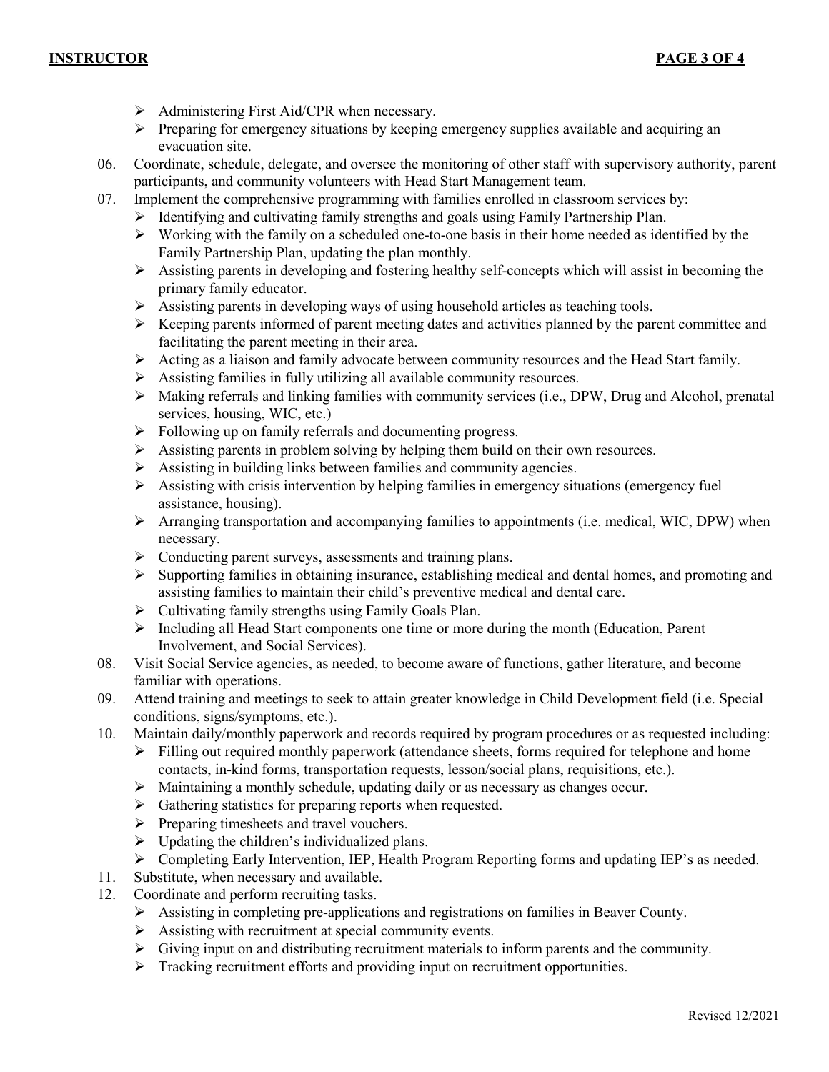- Administering First Aid/CPR when necessary.
- Preparing for emergency situations by keeping emergency supplies available and acquiring an evacuation site.

06. Coordinate, schedule, delegate, and oversee the monitoring of other staff with supervisory authority, parent participants, and community volunteers with Head Start Management team.

07. Implement the comprehensive programming with families enrolled in classroom services by:
    - Identifying and cultivating family strengths and goals using Family Partnership Plan.
    - Working with the family on a scheduled one-to-one basis in their home needed as identified by the Family Partnership Plan, updating the plan monthly.
    - Assisting parents in developing and fostering healthy self-concepts which will assist in becoming the primary family educator.
    - Assisting parents in developing ways of using household articles as teaching tools.
    - Keeping parents informed of parent meeting dates and activities planned by the parent committee and facilitating the parent meeting in their area.
    - Acting as a liaison and family advocate between community resources and the Head Start family.
    - Assisting families in fully utilizing all available community resources.
    - Making referrals and linking families with community services (i.e., DPW, Drug and Alcohol, prenatal services, housing, WIC, etc.)
    - Following up on family referrals and documenting progress.
    - Assisting parents in problem solving by helping them build on their own resources.
    - Assisting in building links between families and community agencies.
    - Assisting with crisis intervention by helping families in emergency situations (emergency fuel assistance, housing).
    - Arranging transportation and accompanying families to appointments (i.e. medical, WIC, DPW) when necessary.
    - Conducting parent surveys, assessments and training plans.
    - Supporting families in obtaining insurance, establishing medical and dental homes, and promoting and assisting families to maintain their child's preventive medical and dental care.
    - Cultivating family strengths using Family Goals Plan.
    - Including all Head Start components one time or more during the month (Education, Parent Involvement, and Social Services).

08. Visit Social Service agencies, as needed, to become aware of functions, gather literature, and become familiar with operations.

09. Attend training and meetings to seek to attain greater knowledge in Child Development field (i.e. Special conditions, signs/symptoms, etc.).

10. Maintain daily/monthly paperwork and records required by program procedures or as requested including:
    - Filling out required monthly paperwork (attendance sheets, forms required for telephone and home contacts, in-kind forms, transportation requests, lesson/social plans, requisitions, etc.).
    - Maintaining a monthly schedule, updating daily or as necessary as changes occur.
    - Gathering statistics for preparing reports when requested.
    - Preparing timesheets and travel vouchers.
    - Updating the children's individualized plans.
    - Completing Early Intervention, IEP, Health Program Reporting forms and updating IEP's as needed.

11. Substitute, when necessary and available.

12. Coordinate and perform recruiting tasks.
    - Assisting in completing pre-applications and registrations on families in Beaver County.
    - Assisting with recruitment at special community events.
    - Giving input on and distributing recruitment materials to inform parents and the community.
    - Tracking recruitment efforts and providing input on recruitment opportunities.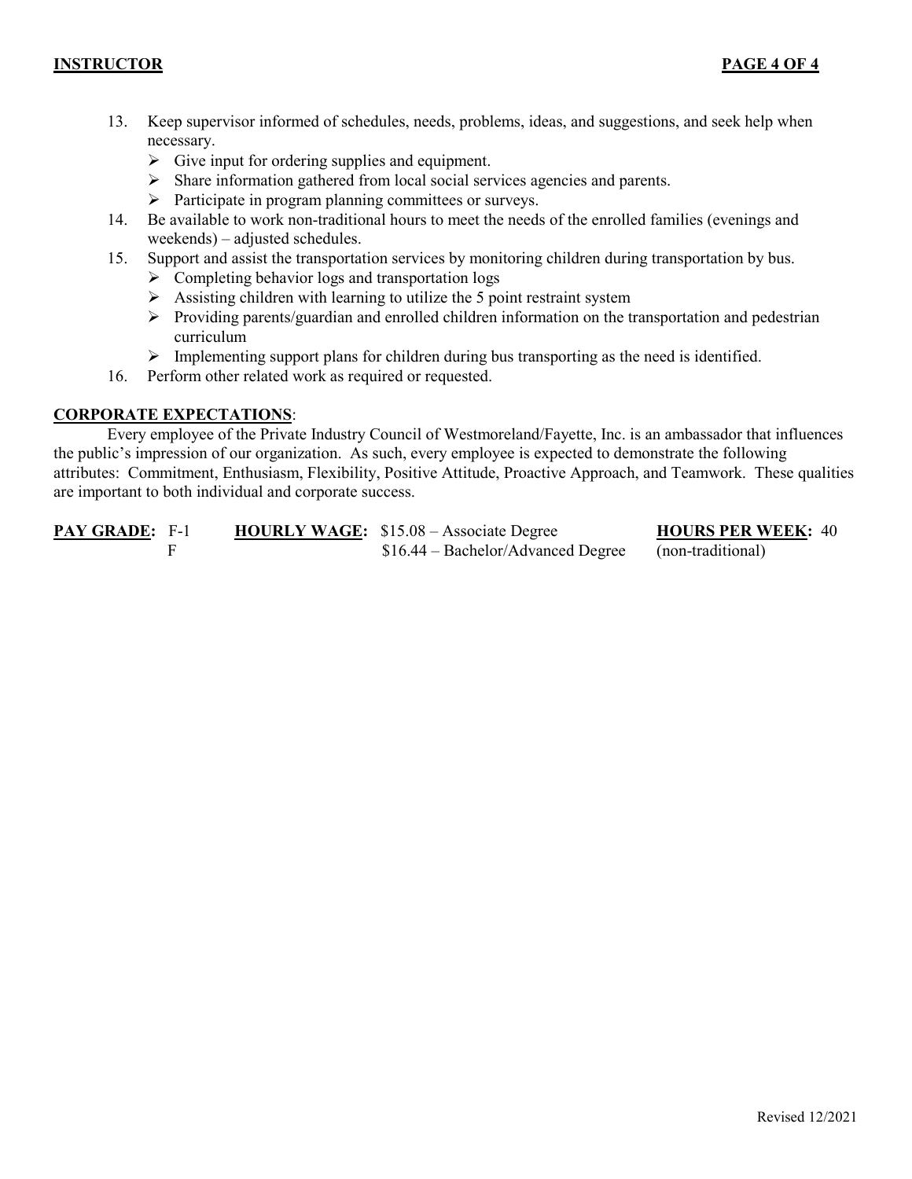13. Keep supervisor informed of schedules, needs, problems, ideas, and suggestions, and seek help when necessary.
    - Give input for ordering supplies and equipment.
    - Share information gathered from local social services agencies and parents.
    - Participate in program planning committees or surveys.
14. Be available to work non-traditional hours to meet the needs of the enrolled families (evenings and weekends) – adjusted schedules.
15. Support and assist the transportation services by monitoring children during transportation by bus.
    - Completing behavior logs and transportation logs
    - Assisting children with learning to utilize the 5 point restraint system
    - Providing parents/guardian and enrolled children information on the transportation and pedestrian curriculum
    - Implementing support plans for children during bus transporting as the need is identified.
16. Perform other related work as required or requested.

**CORPORATE EXPECTATIONS**:

Every employee of the Private Industry Council of Westmoreland/Fayette, Inc. is an ambassador that influences the public's impression of our organization. As such, every employee is expected to demonstrate the following attributes: Commitment, Enthusiasm, Flexibility, Positive Attitude, Proactive Approach, and Teamwork. These qualities are important to both individual and corporate success.

**PAY GRADE:** F-1
F

**HOURLY WAGE:** \$15.08 – Associate Degree
\$16.44 – Bachelor/Advanced Degree

**HOURS PER WEEK:** 40 (non-traditional)

Revised 12/2021